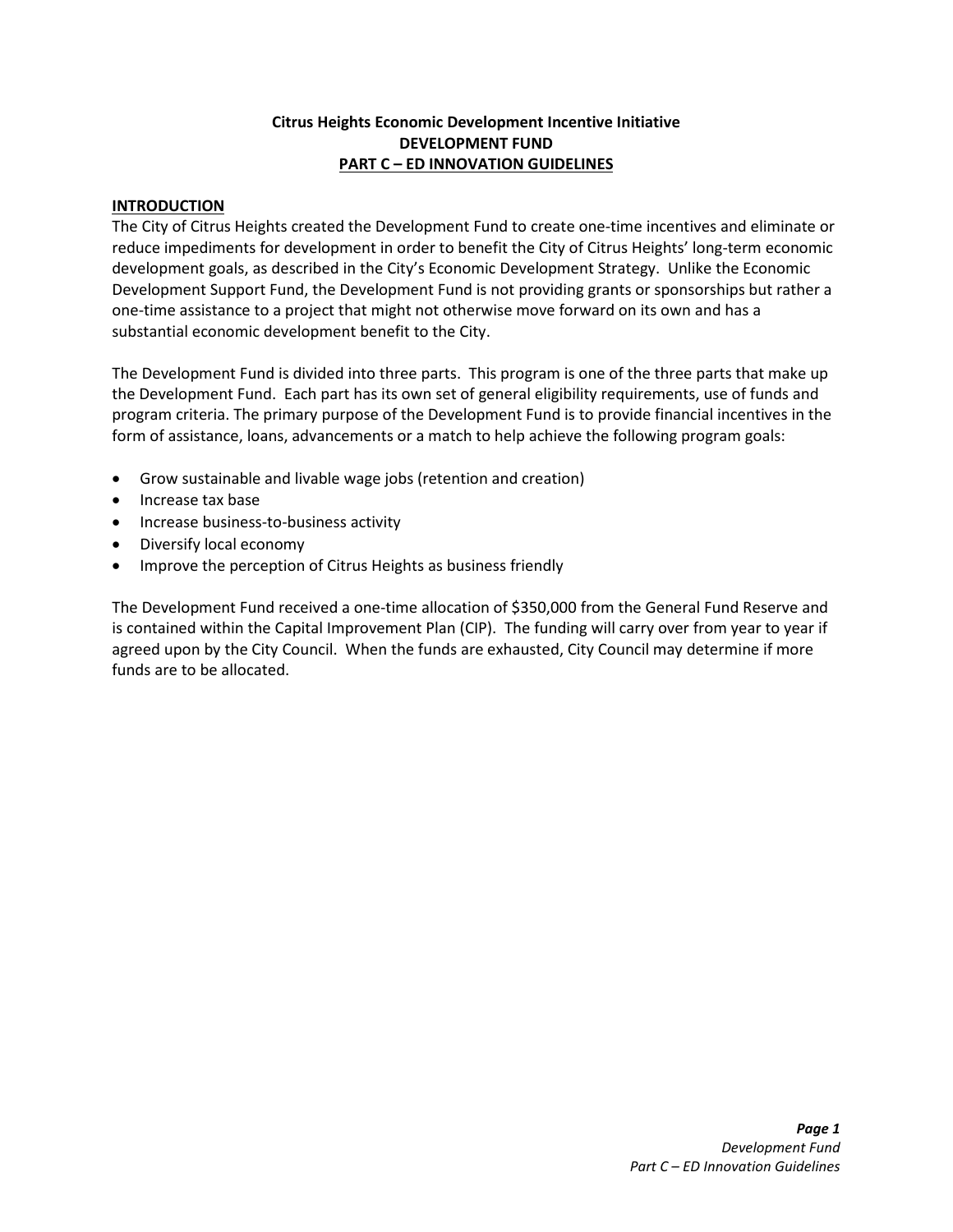# Citrus Heights Economic Development Incentive Initiative
# DEVELOPMENT FUND
# PART C – ED INNOVATION GUIDELINES

## INTRODUCTION

The City of Citrus Heights created the Development Fund to create one-time incentives and eliminate or reduce impediments for development in order to benefit the City of Citrus Heights' long-term economic development goals, as described in the City's Economic Development Strategy. Unlike the Economic Development Support Fund, the Development Fund is not providing grants or sponsorships but rather a one-time assistance to a project that might not otherwise move forward on its own and has a substantial economic development benefit to the City.

The Development Fund is divided into three parts. This program is one of the three parts that make up the Development Fund. Each part has its own set of general eligibility requirements, use of funds and program criteria. The primary purpose of the Development Fund is to provide financial incentives in the form of assistance, loans, advancements or a match to help achieve the following program goals:

- Grow sustainable and livable wage jobs (retention and creation)
- Increase tax base
- Increase business-to-business activity
- Diversify local economy
- Improve the perception of Citrus Heights as business friendly

The Development Fund received a one-time allocation of $350,000 from the General Fund Reserve and is contained within the Capital Improvement Plan (CIP). The funding will carry over from year to year if agreed upon by the City Council. When the funds are exhausted, City Council may determine if more funds are to be allocated.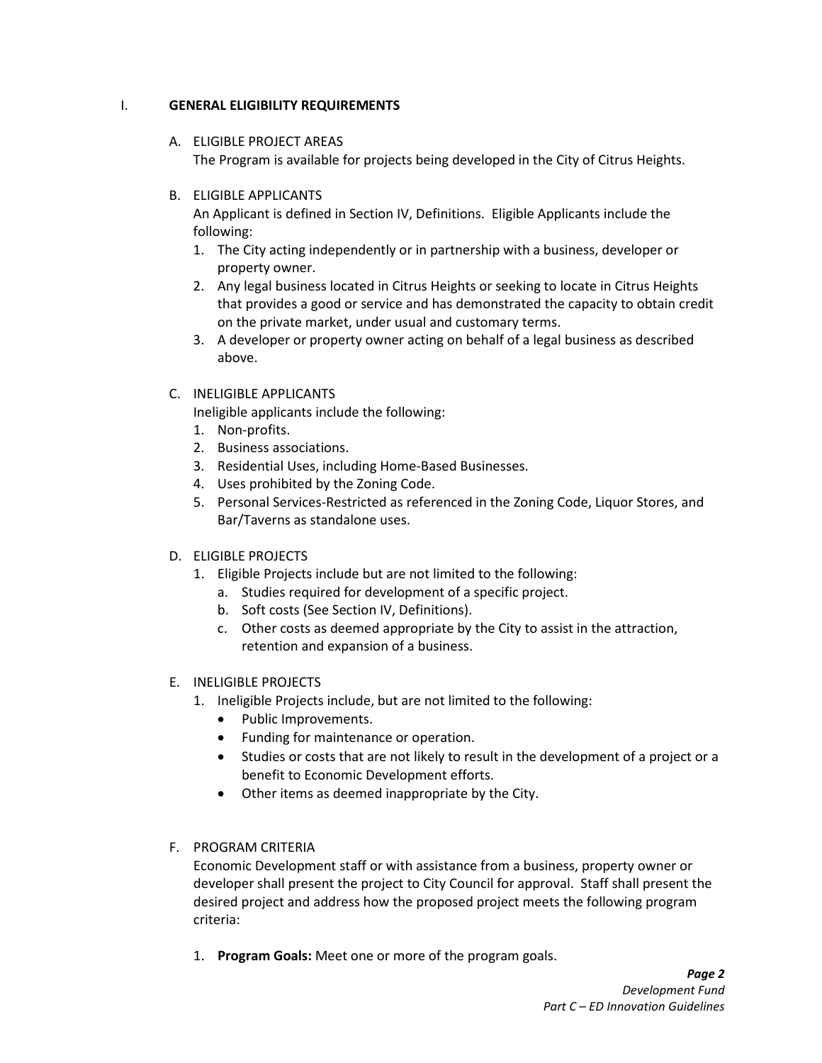## I. GENERAL ELIGIBILITY REQUIREMENTS

### A. ELIGIBLE PROJECT AREAS

The Program is available for projects being developed in the City of Citrus Heights.

### B. ELIGIBLE APPLICANTS

An Applicant is defined in Section IV, Definitions. Eligible Applicants include the following:

1. The City acting independently or in partnership with a business, developer or property owner.
2. Any legal business located in Citrus Heights or seeking to locate in Citrus Heights that provides a good or service and has demonstrated the capacity to obtain credit on the private market, under usual and customary terms.
3. A developer or property owner acting on behalf of a legal business as described above.

### C. INELIGIBLE APPLICANTS

Ineligible applicants include the following:

1. Non-profits.
2. Business associations.
3. Residential Uses, including Home-Based Businesses.
4. Uses prohibited by the Zoning Code.
5. Personal Services-Restricted as referenced in the Zoning Code, Liquor Stores, and Bar/Taverns as standalone uses.

### D. ELIGIBLE PROJECTS

1. Eligible Projects include but are not limited to the following:
   a. Studies required for development of a specific project.
   b. Soft costs (See Section IV, Definitions).
   c. Other costs as deemed appropriate by the City to assist in the attraction, retention and expansion of a business.

### E. INELIGIBLE PROJECTS

1. Ineligible Projects include, but are not limited to the following:
   - Public Improvements.
   - Funding for maintenance or operation.
   - Studies or costs that are not likely to result in the development of a project or a benefit to Economic Development efforts.
   - Other items as deemed inappropriate by the City.

### F. PROGRAM CRITERIA

Economic Development staff or with assistance from a business, property owner or developer shall present the project to City Council for approval. Staff shall present the desired project and address how the proposed project meets the following program criteria:

1. **Program Goals:** Meet one or more of the program goals.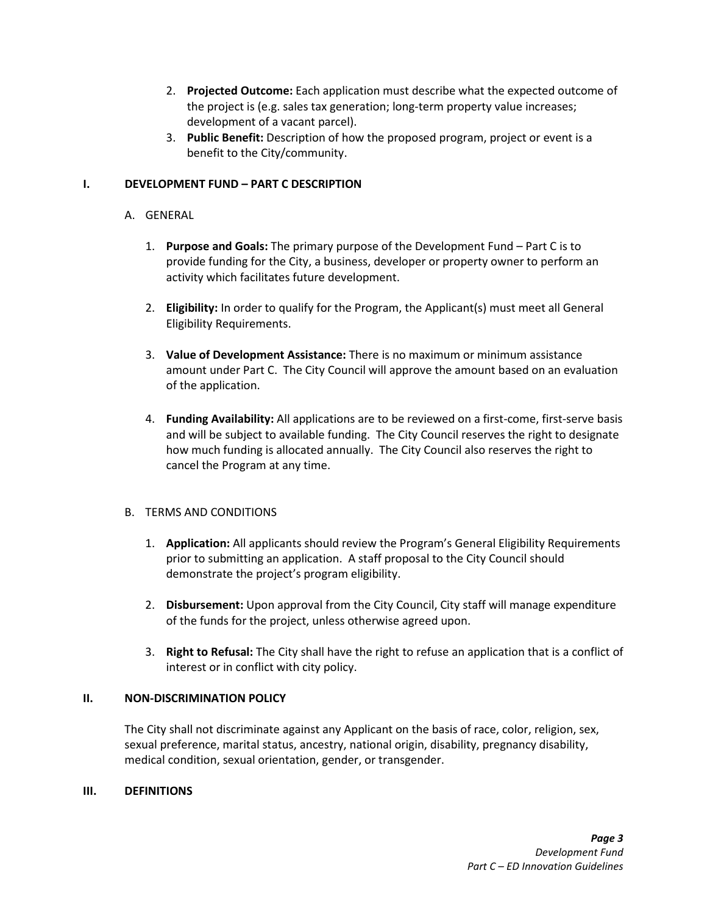2. **Projected Outcome:** Each application must describe what the expected outcome of the project is (e.g. sales tax generation; long-term property value increases; development of a vacant parcel).
3. **Public Benefit:** Description of how the proposed program, project or event is a benefit to the City/community.

## I. DEVELOPMENT FUND – PART C DESCRIPTION

### A. GENERAL

1. **Purpose and Goals:** The primary purpose of the Development Fund – Part C is to provide funding for the City, a business, developer or property owner to perform an activity which facilitates future development.

2. **Eligibility:** In order to qualify for the Program, the Applicant(s) must meet all General Eligibility Requirements.

3. **Value of Development Assistance:** There is no maximum or minimum assistance amount under Part C. The City Council will approve the amount based on an evaluation of the application.

4. **Funding Availability:** All applications are to be reviewed on a first-come, first-serve basis and will be subject to available funding. The City Council reserves the right to designate how much funding is allocated annually. The City Council also reserves the right to cancel the Program at any time.

### B. TERMS AND CONDITIONS

1. **Application:** All applicants should review the Program's General Eligibility Requirements prior to submitting an application. A staff proposal to the City Council should demonstrate the project's program eligibility.

2. **Disbursement:** Upon approval from the City Council, City staff will manage expenditure of the funds for the project, unless otherwise agreed upon.

3. **Right to Refusal:** The City shall have the right to refuse an application that is a conflict of interest or in conflict with city policy.

## II. NON-DISCRIMINATION POLICY

The City shall not discriminate against any Applicant on the basis of race, color, religion, sex, sexual preference, marital status, ancestry, national origin, disability, pregnancy disability, medical condition, sexual orientation, gender, or transgender.

## III. DEFINITIONS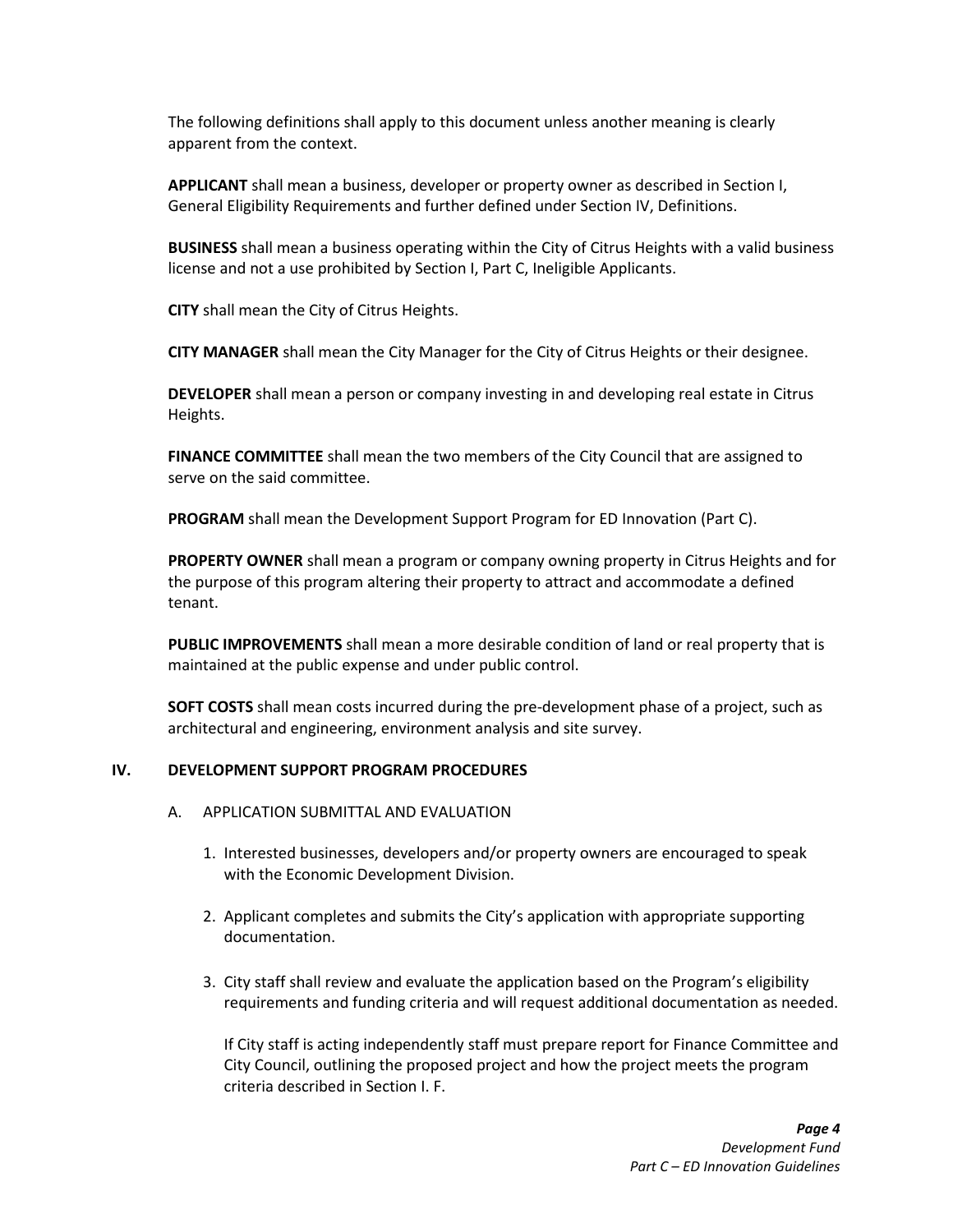The following definitions shall apply to this document unless another meaning is clearly apparent from the context.

**APPLICANT** shall mean a business, developer or property owner as described in Section I, General Eligibility Requirements and further defined under Section IV, Definitions.

**BUSINESS** shall mean a business operating within the City of Citrus Heights with a valid business license and not a use prohibited by Section I, Part C, Ineligible Applicants.

**CITY** shall mean the City of Citrus Heights.

**CITY MANAGER** shall mean the City Manager for the City of Citrus Heights or their designee.

**DEVELOPER** shall mean a person or company investing in and developing real estate in Citrus Heights.

**FINANCE COMMITTEE** shall mean the two members of the City Council that are assigned to serve on the said committee.

**PROGRAM** shall mean the Development Support Program for ED Innovation (Part C).

**PROPERTY OWNER** shall mean a program or company owning property in Citrus Heights and for the purpose of this program altering their property to attract and accommodate a defined tenant.

**PUBLIC IMPROVEMENTS** shall mean a more desirable condition of land or real property that is maintained at the public expense and under public control.

**SOFT COSTS** shall mean costs incurred during the pre-development phase of a project, such as architectural and engineering, environment analysis and site survey.

## IV. DEVELOPMENT SUPPORT PROGRAM PROCEDURES

### A. APPLICATION SUBMITTAL AND EVALUATION

1. Interested businesses, developers and/or property owners are encouraged to speak with the Economic Development Division.

2. Applicant completes and submits the City's application with appropriate supporting documentation.

3. City staff shall review and evaluate the application based on the Program's eligibility requirements and funding criteria and will request additional documentation as needed.

   If City staff is acting independently staff must prepare report for Finance Committee and City Council, outlining the proposed project and how the project meets the program criteria described in Section I. F.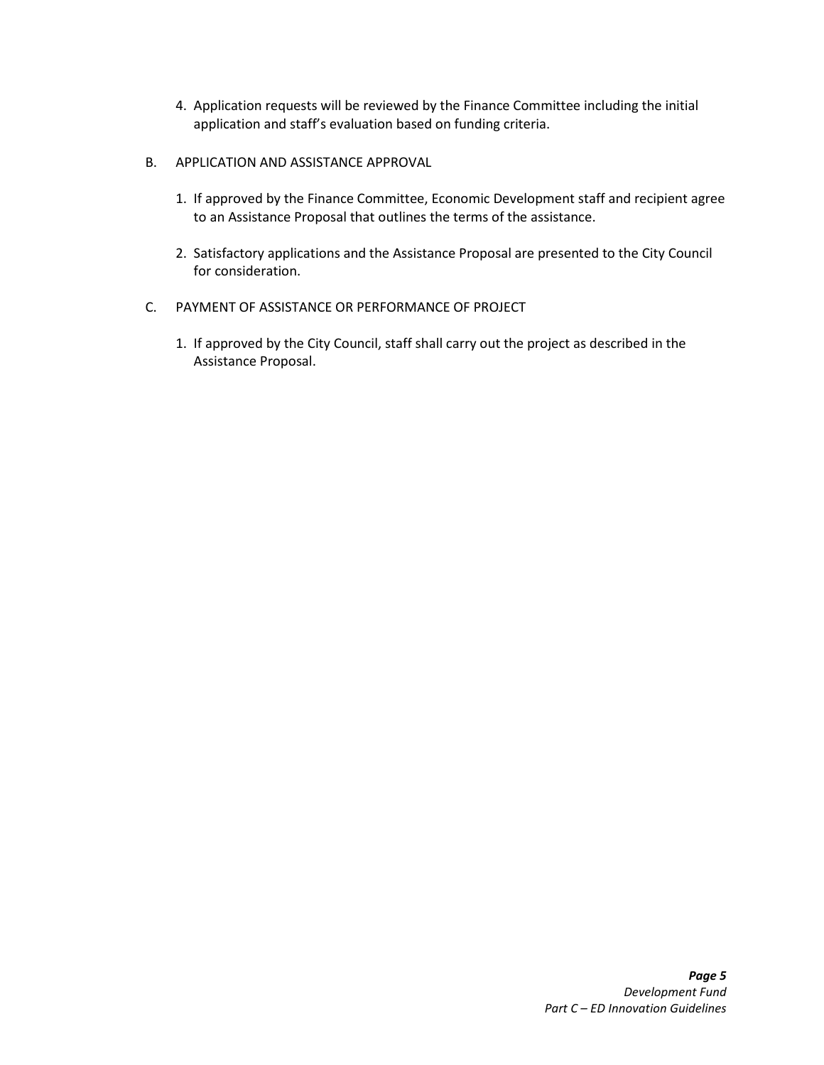4. Application requests will be reviewed by the Finance Committee including the initial application and staff's evaluation based on funding criteria.

B. APPLICATION AND ASSISTANCE APPROVAL

1. If approved by the Finance Committee, Economic Development staff and recipient agree to an Assistance Proposal that outlines the terms of the assistance.

2. Satisfactory applications and the Assistance Proposal are presented to the City Council for consideration.

C. PAYMENT OF ASSISTANCE OR PERFORMANCE OF PROJECT

1. If approved by the City Council, staff shall carry out the project as described in the Assistance Proposal.